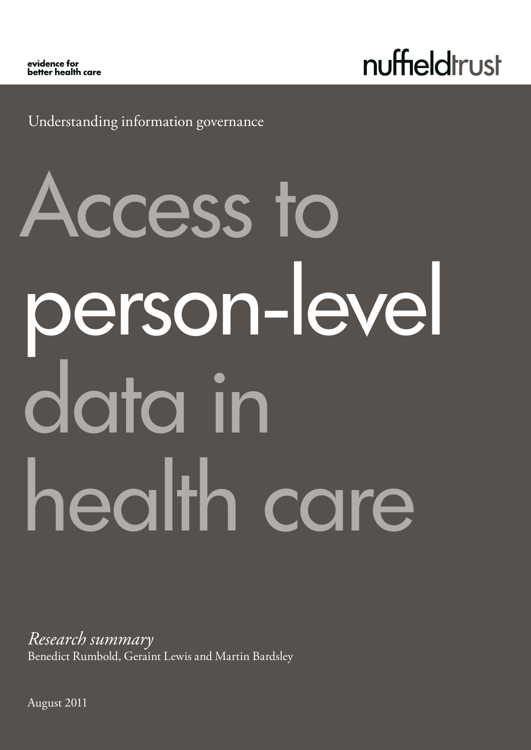evidence for better health care

nuffieldtrust

Understanding information governance

# Access to person-level data in health care

*Research summary*

Benedict Rumbold, Geraint Lewis and Martin Bardsley

August 2011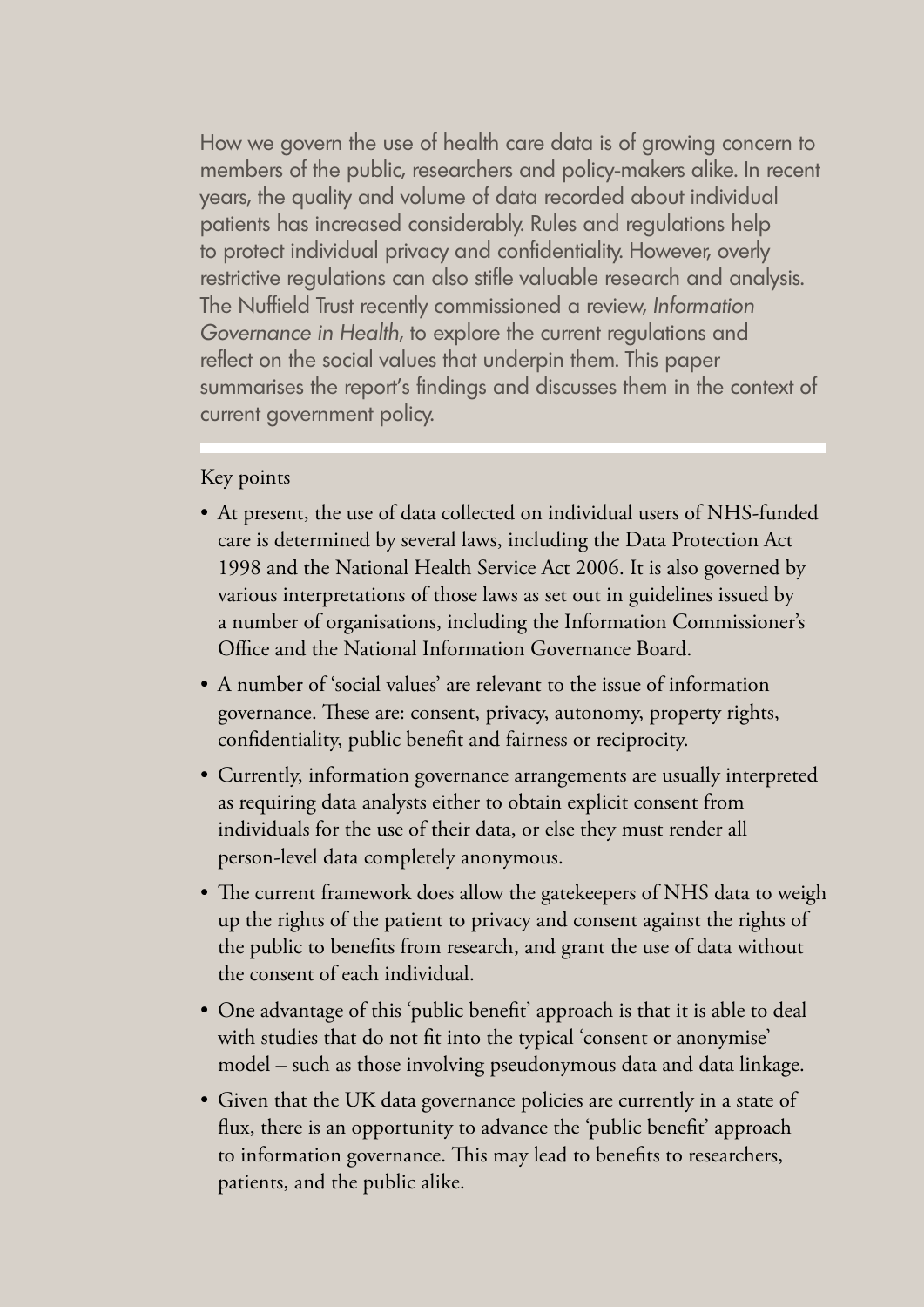How we govern the use of health care data is of growing concern to members of the public, researchers and policy-makers alike. In recent years, the quality and volume of data recorded about individual patients has increased considerably. Rules and regulations help to protect individual privacy and confidentiality. However, overly restrictive regulations can also stifle valuable research and analysis. The Nuffield Trust recently commissioned a review, *Information Governance in Health*, to explore the current regulations and reflect on the social values that underpin them. This paper summarises the report's findings and discusses them in the context of current government policy.

## Key points

- At present, the use of data collected on individual users of NHS-funded care is determined by several laws, including the Data Protection Act 1998 and the National Health Service Act 2006. It is also governed by various interpretations of those laws as set out in guidelines issued by a number of organisations, including the Information Commissioner's Office and the National Information Governance Board.
- A number of 'social values' are relevant to the issue of information governance. These are: consent, privacy, autonomy, property rights, confidentiality, public benefit and fairness or reciprocity.
- Currently, information governance arrangements are usually interpreted as requiring data analysts either to obtain explicit consent from individuals for the use of their data, or else they must render all person-level data completely anonymous.
- The current framework does allow the gatekeepers of NHS data to weigh up the rights of the patient to privacy and consent against the rights of the public to benefits from research, and grant the use of data without the consent of each individual.
- One advantage of this 'public benefit' approach is that it is able to deal with studies that do not fit into the typical 'consent or anonymise' model – such as those involving pseudonymous data and data linkage.
- Given that the UK data governance policies are currently in a state of flux, there is an opportunity to advance the 'public benefit' approach to information governance. This may lead to benefits to researchers, patients, and the public alike.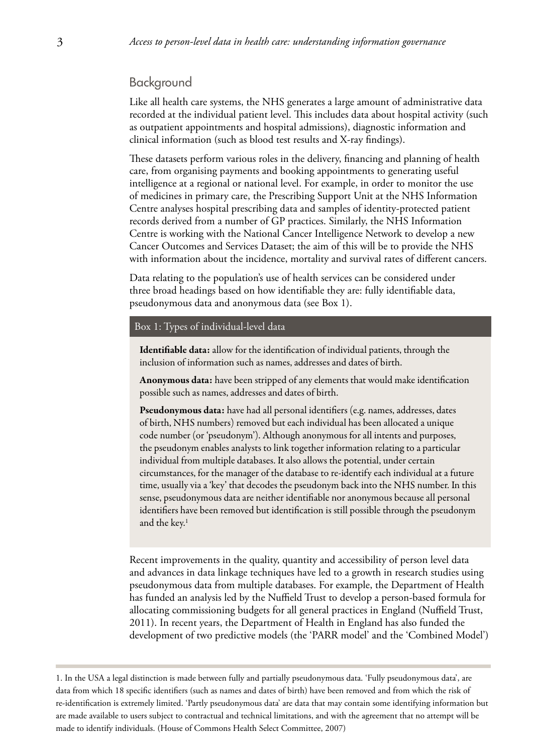## Background

Like all health care systems, the NHS generates a large amount of administrative data recorded at the individual patient level. This includes data about hospital activity (such as outpatient appointments and hospital admissions), diagnostic information and clinical information (such as blood test results and X-ray findings).

These datasets perform various roles in the delivery, financing and planning of health care, from organising payments and booking appointments to generating useful intelligence at a regional or national level. For example, in order to monitor the use of medicines in primary care, the Prescribing Support Unit at the NHS Information Centre analyses hospital prescribing data and samples of identity-protected patient records derived from a number of GP practices. Similarly, the NHS Information Centre is working with the National Cancer Intelligence Network to develop a new Cancer Outcomes and Services Dataset; the aim of this will be to provide the NHS with information about the incidence, mortality and survival rates of different cancers.

Data relating to the population's use of health services can be considered under three broad headings based on how identifiable they are: fully identifiable data, pseudonymous data and anonymous data (see Box 1).

### Box 1: Types of individual-level data

**Identifiable data:** allow for the identification of individual patients, through the inclusion of information such as names, addresses and dates of birth.

**Anonymous data:** have been stripped of any elements that would make identification possible such as names, addresses and dates of birth.

**Pseudonymous data:** have had all personal identifiers (e.g. names, addresses, dates of birth, NHS numbers) removed but each individual has been allocated a unique code number (or 'pseudonym'). Although anonymous for all intents and purposes, the pseudonym enables analysts to link together information relating to a particular individual from multiple databases. It also allows the potential, under certain circumstances, for the manager of the database to re-identify each individual at a future time, usually via a 'key' that decodes the pseudonym back into the NHS number. In this sense, pseudonymous data are neither identifiable nor anonymous because all personal identifiers have been removed but identification is still possible through the pseudonym and the key.[1]

Recent improvements in the quality, quantity and accessibility of person level data and advances in data linkage techniques have led to a growth in research studies using pseudonymous data from multiple databases. For example, the Department of Health has funded an analysis led by the Nuffield Trust to develop a person-based formula for allocating commissioning budgets for all general practices in England (Nuffield Trust, 2011). In recent years, the Department of Health in England has also funded the development of two predictive models (the 'PARR model' and the 'Combined Model')

---

1. In the USA a legal distinction is made between fully and partially pseudonymous data. 'Fully pseudonymous data', are data from which 18 specific identifiers (such as names and dates of birth) have been removed and from which the risk of re-identification is extremely limited. 'Partly pseudonymous data' are data that may contain some identifying information but are made available to users subject to contractual and technical limitations, and with the agreement that no attempt will be made to identify individuals. (House of Commons Health Select Committee, 2007)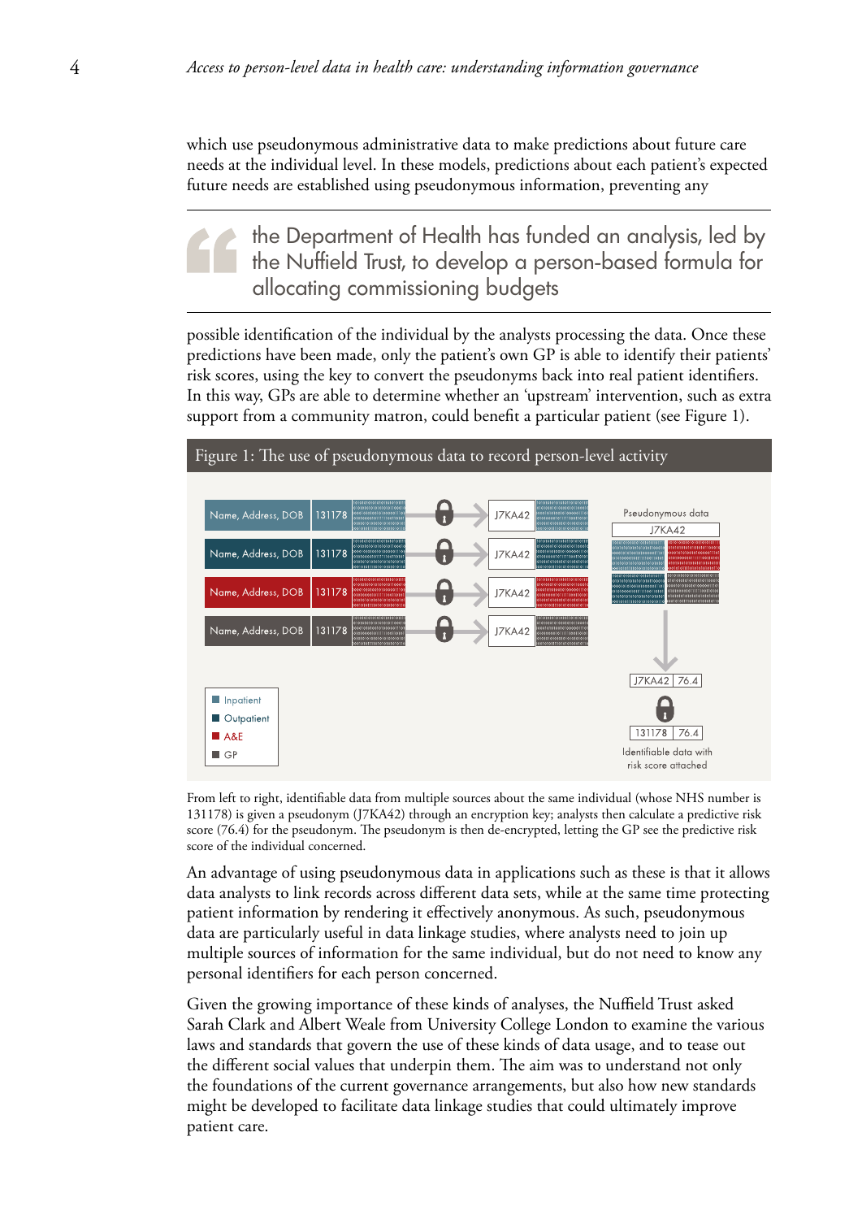which use pseudonymous administrative data to make predictions about future care needs at the individual level. In these models, predictions about each patient's expected future needs are established using pseudonymous information, preventing any

> the Department of Health has funded an analysis, led by the Nuffield Trust, to develop a person-based formula for allocating commissioning budgets

possible identification of the individual by the analysts processing the data. Once these predictions have been made, only the patient's own GP is able to identify their patients' risk scores, using the key to convert the pseudonyms back into real patient identifiers. In this way, GPs are able to determine whether an 'upstream' intervention, such as extra support from a community matron, could benefit a particular patient (see Figure 1).

**Figure 1: The use of pseudonymous data to record person-level activity**

From left to right, identifiable data from multiple sources about the same individual (whose NHS number is 131178) is given a pseudonym (J7KA42) through an encryption key; analysts then calculate a predictive risk score (76.4) for the pseudonym. The pseudonym is then de-encrypted, letting the GP see the predictive risk score of the individual concerned.

An advantage of using pseudonymous data in applications such as these is that it allows data analysts to link records across different data sets, while at the same time protecting patient information by rendering it effectively anonymous. As such, pseudonymous data are particularly useful in data linkage studies, where analysts need to join up multiple sources of information for the same individual, but do not need to know any personal identifiers for each person concerned.

Given the growing importance of these kinds of analyses, the Nuffield Trust asked Sarah Clark and Albert Weale from University College London to examine the various laws and standards that govern the use of these kinds of data usage, and to tease out the different social values that underpin them. The aim was to understand not only the foundations of the current governance arrangements, but also how new standards might be developed to facilitate data linkage studies that could ultimately improve patient care.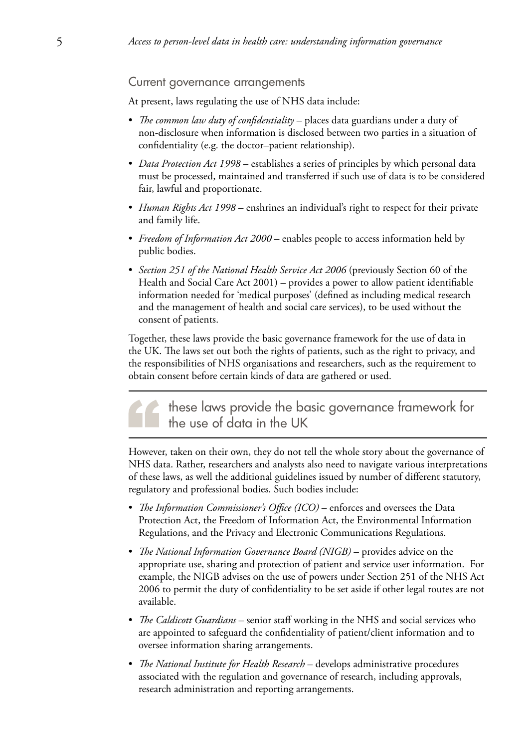## Current governance arrangements

At present, laws regulating the use of NHS data include:

- *The common law duty of confidentiality* – places data guardians under a duty of non-disclosure when information is disclosed between two parties in a situation of confidentiality (e.g. the doctor–patient relationship).
- *Data Protection Act 1998* – establishes a series of principles by which personal data must be processed, maintained and transferred if such use of data is to be considered fair, lawful and proportionate.
- *Human Rights Act 1998* – enshrines an individual's right to respect for their private and family life.
- *Freedom of Information Act 2000* – enables people to access information held by public bodies.
- *Section 251 of the National Health Service Act 2006* (previously Section 60 of the Health and Social Care Act 2001) – provides a power to allow patient identifiable information needed for 'medical purposes' (defined as including medical research and the management of health and social care services), to be used without the consent of patients.

Together, these laws provide the basic governance framework for the use of data in the UK. The laws set out both the rights of patients, such as the right to privacy, and the responsibilities of NHS organisations and researchers, such as the requirement to obtain consent before certain kinds of data are gathered or used.

> these laws provide the basic governance framework for the use of data in the UK

However, taken on their own, they do not tell the whole story about the governance of NHS data. Rather, researchers and analysts also need to navigate various interpretations of these laws, as well the additional guidelines issued by number of different statutory, regulatory and professional bodies. Such bodies include:

- *The Information Commissioner's Office (ICO)* – enforces and oversees the Data Protection Act, the Freedom of Information Act, the Environmental Information Regulations, and the Privacy and Electronic Communications Regulations.
- *The National Information Governance Board (NIGB)* – provides advice on the appropriate use, sharing and protection of patient and service user information. For example, the NIGB advises on the use of powers under Section 251 of the NHS Act 2006 to permit the duty of confidentiality to be set aside if other legal routes are not available.
- *The Caldicott Guardians* – senior staff working in the NHS and social services who are appointed to safeguard the confidentiality of patient/client information and to oversee information sharing arrangements.
- *The National Institute for Health Research* – develops administrative procedures associated with the regulation and governance of research, including approvals, research administration and reporting arrangements.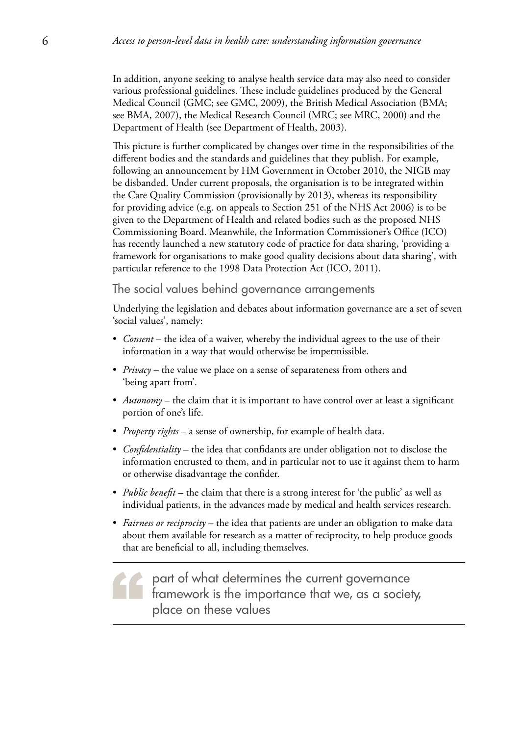In addition, anyone seeking to analyse health service data may also need to consider various professional guidelines. These include guidelines produced by the General Medical Council (GMC; see GMC, 2009), the British Medical Association (BMA; see BMA, 2007), the Medical Research Council (MRC; see MRC, 2000) and the Department of Health (see Department of Health, 2003).

This picture is further complicated by changes over time in the responsibilities of the different bodies and the standards and guidelines that they publish. For example, following an announcement by HM Government in October 2010, the NIGB may be disbanded. Under current proposals, the organisation is to be integrated within the Care Quality Commission (provisionally by 2013), whereas its responsibility for providing advice (e.g. on appeals to Section 251 of the NHS Act 2006) is to be given to the Department of Health and related bodies such as the proposed NHS Commissioning Board. Meanwhile, the Information Commissioner's Office (ICO) has recently launched a new statutory code of practice for data sharing, 'providing a framework for organisations to make good quality decisions about data sharing', with particular reference to the 1998 Data Protection Act (ICO, 2011).

## The social values behind governance arrangements

Underlying the legislation and debates about information governance are a set of seven 'social values', namely:

- *Consent* – the idea of a waiver, whereby the individual agrees to the use of their information in a way that would otherwise be impermissible.
- *Privacy* – the value we place on a sense of separateness from others and 'being apart from'.
- *Autonomy* – the claim that it is important to have control over at least a significant portion of one's life.
- *Property rights* – a sense of ownership, for example of health data.
- *Confidentiality* – the idea that confidants are under obligation not to disclose the information entrusted to them, and in particular not to use it against them to harm or otherwise disadvantage the confider.
- *Public benefit* – the claim that there is a strong interest for 'the public' as well as individual patients, in the advances made by medical and health services research.
- *Fairness or reciprocity* – the idea that patients are under an obligation to make data about them available for research as a matter of reciprocity, to help produce goods that are beneficial to all, including themselves.

> part of what determines the current governance framework is the importance that we, as a society, place on these values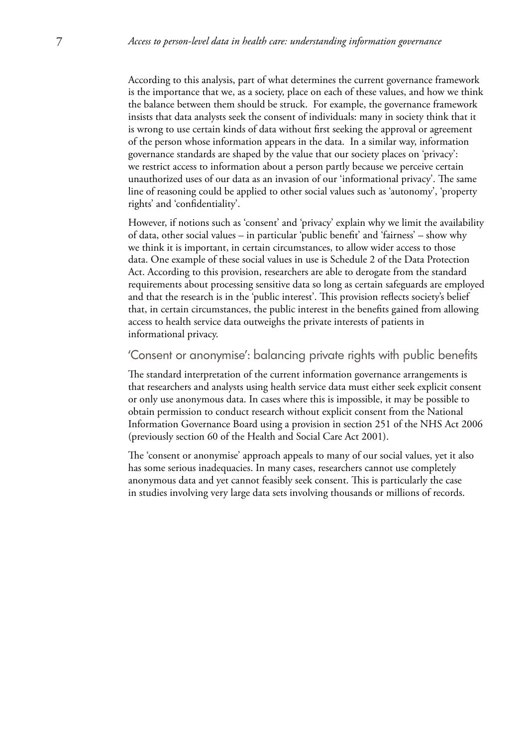According to this analysis, part of what determines the current governance framework is the importance that we, as a society, place on each of these values, and how we think the balance between them should be struck. For example, the governance framework insists that data analysts seek the consent of individuals: many in society think that it is wrong to use certain kinds of data without first seeking the approval or agreement of the person whose information appears in the data. In a similar way, information governance standards are shaped by the value that our society places on 'privacy': we restrict access to information about a person partly because we perceive certain unauthorized uses of our data as an invasion of our 'informational privacy'. The same line of reasoning could be applied to other social values such as 'autonomy', 'property rights' and 'confidentiality'.

However, if notions such as 'consent' and 'privacy' explain why we limit the availability of data, other social values – in particular 'public benefit' and 'fairness' – show why we think it is important, in certain circumstances, to allow wider access to those data. One example of these social values in use is Schedule 2 of the Data Protection Act. According to this provision, researchers are able to derogate from the standard requirements about processing sensitive data so long as certain safeguards are employed and that the research is in the 'public interest'. This provision reflects society's belief that, in certain circumstances, the public interest in the benefits gained from allowing access to health service data outweighs the private interests of patients in informational privacy.

## 'Consent or anonymise': balancing private rights with public benefits

The standard interpretation of the current information governance arrangements is that researchers and analysts using health service data must either seek explicit consent or only use anonymous data. In cases where this is impossible, it may be possible to obtain permission to conduct research without explicit consent from the National Information Governance Board using a provision in section 251 of the NHS Act 2006 (previously section 60 of the Health and Social Care Act 2001).

The 'consent or anonymise' approach appeals to many of our social values, yet it also has some serious inadequacies. In many cases, researchers cannot use completely anonymous data and yet cannot feasibly seek consent. This is particularly the case in studies involving very large data sets involving thousands or millions of records.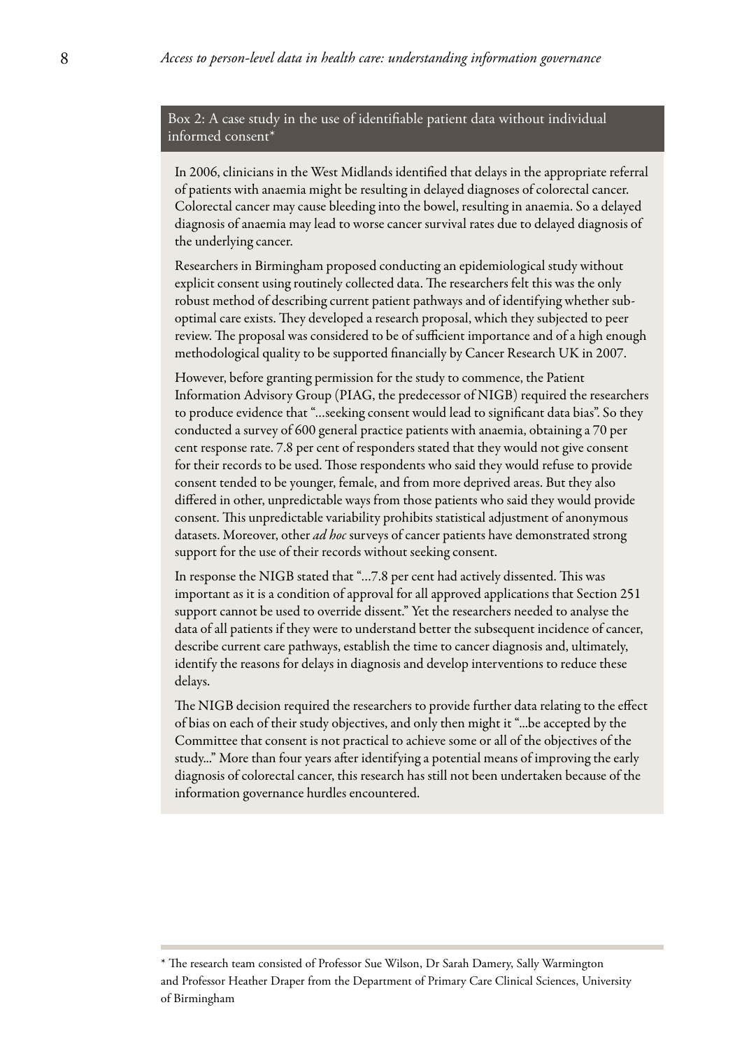### Box 2: A case study in the use of identifiable patient data without individual informed consent*

In 2006, clinicians in the West Midlands identified that delays in the appropriate referral of patients with anaemia might be resulting in delayed diagnoses of colorectal cancer. Colorectal cancer may cause bleeding into the bowel, resulting in anaemia. So a delayed diagnosis of anaemia may lead to worse cancer survival rates due to delayed diagnosis of the underlying cancer.

Researchers in Birmingham proposed conducting an epidemiological study without explicit consent using routinely collected data. The researchers felt this was the only robust method of describing current patient pathways and of identifying whether sub-optimal care exists. They developed a research proposal, which they subjected to peer review. The proposal was considered to be of sufficient importance and of a high enough methodological quality to be supported financially by Cancer Research UK in 2007.

However, before granting permission for the study to commence, the Patient Information Advisory Group (PIAG, the predecessor of NIGB) required the researchers to produce evidence that "…seeking consent would lead to significant data bias". So they conducted a survey of 600 general practice patients with anaemia, obtaining a 70 per cent response rate. 7.8 per cent of responders stated that they would not give consent for their records to be used. Those respondents who said they would refuse to provide consent tended to be younger, female, and from more deprived areas. But they also differed in other, unpredictable ways from those patients who said they would provide consent. This unpredictable variability prohibits statistical adjustment of anonymous datasets. Moreover, other *ad hoc* surveys of cancer patients have demonstrated strong support for the use of their records without seeking consent.

In response the NIGB stated that "…7.8 per cent had actively dissented. This was important as it is a condition of approval for all approved applications that Section 251 support cannot be used to override dissent." Yet the researchers needed to analyse the data of all patients if they were to understand better the subsequent incidence of cancer, describe current care pathways, establish the time to cancer diagnosis and, ultimately, identify the reasons for delays in diagnosis and develop interventions to reduce these delays.

The NIGB decision required the researchers to provide further data relating to the effect of bias on each of their study objectives, and only then might it "...be accepted by the Committee that consent is not practical to achieve some or all of the objectives of the study..." More than four years after identifying a potential means of improving the early diagnosis of colorectal cancer, this research has still not been undertaken because of the information governance hurdles encountered.

---

* The research team consisted of Professor Sue Wilson, Dr Sarah Damery, Sally Warmington and Professor Heather Draper from the Department of Primary Care Clinical Sciences, University of Birmingham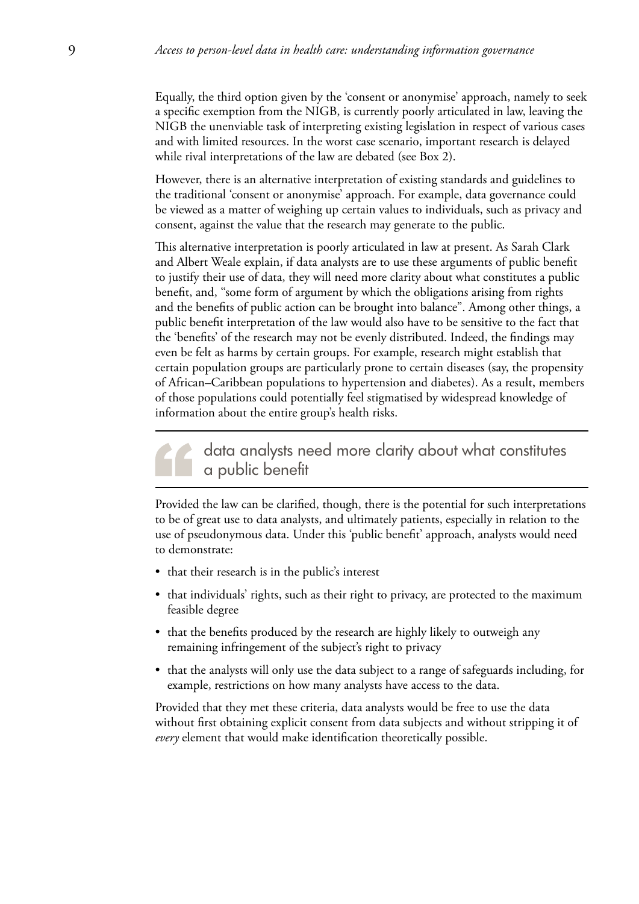Equally, the third option given by the 'consent or anonymise' approach, namely to seek a specific exemption from the NIGB, is currently poorly articulated in law, leaving the NIGB the unenviable task of interpreting existing legislation in respect of various cases and with limited resources. In the worst case scenario, important research is delayed while rival interpretations of the law are debated (see Box 2).

However, there is an alternative interpretation of existing standards and guidelines to the traditional 'consent or anonymise' approach. For example, data governance could be viewed as a matter of weighing up certain values to individuals, such as privacy and consent, against the value that the research may generate to the public.

This alternative interpretation is poorly articulated in law at present. As Sarah Clark and Albert Weale explain, if data analysts are to use these arguments of public benefit to justify their use of data, they will need more clarity about what constitutes a public benefit, and, "some form of argument by which the obligations arising from rights and the benefits of public action can be brought into balance". Among other things, a public benefit interpretation of the law would also have to be sensitive to the fact that the 'benefits' of the research may not be evenly distributed. Indeed, the findings may even be felt as harms by certain groups. For example, research might establish that certain population groups are particularly prone to certain diseases (say, the propensity of African–Caribbean populations to hypertension and diabetes). As a result, members of those populations could potentially feel stigmatised by widespread knowledge of information about the entire group's health risks.

> data analysts need more clarity about what constitutes a public benefit

Provided the law can be clarified, though, there is the potential for such interpretations to be of great use to data analysts, and ultimately patients, especially in relation to the use of pseudonymous data. Under this 'public benefit' approach, analysts would need to demonstrate:

- that their research is in the public's interest
- that individuals' rights, such as their right to privacy, are protected to the maximum feasible degree
- that the benefits produced by the research are highly likely to outweigh any remaining infringement of the subject's right to privacy
- that the analysts will only use the data subject to a range of safeguards including, for example, restrictions on how many analysts have access to the data.

Provided that they met these criteria, data analysts would be free to use the data without first obtaining explicit consent from data subjects and without stripping it of *every* element that would make identification theoretically possible.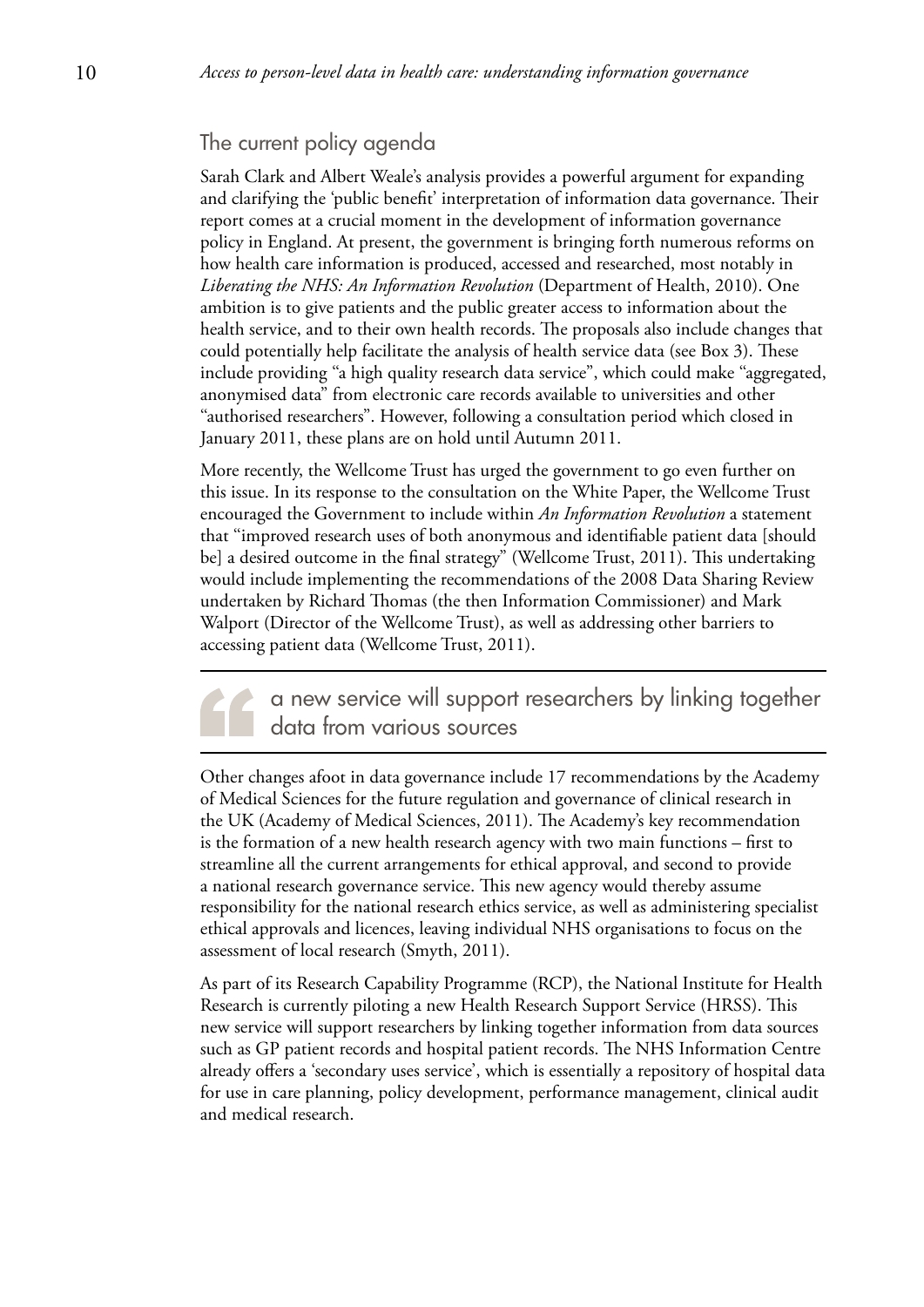## The current policy agenda

Sarah Clark and Albert Weale's analysis provides a powerful argument for expanding and clarifying the 'public benefit' interpretation of information data governance. Their report comes at a crucial moment in the development of information governance policy in England. At present, the government is bringing forth numerous reforms on how health care information is produced, accessed and researched, most notably in *Liberating the NHS: An Information Revolution* (Department of Health, 2010). One ambition is to give patients and the public greater access to information about the health service, and to their own health records. The proposals also include changes that could potentially help facilitate the analysis of health service data (see Box 3). These include providing "a high quality research data service", which could make "aggregated, anonymised data" from electronic care records available to universities and other "authorised researchers". However, following a consultation period which closed in January 2011, these plans are on hold until Autumn 2011.

More recently, the Wellcome Trust has urged the government to go even further on this issue. In its response to the consultation on the White Paper, the Wellcome Trust encouraged the Government to include within *An Information Revolution* a statement that "improved research uses of both anonymous and identifiable patient data [should be] a desired outcome in the final strategy" (Wellcome Trust, 2011). This undertaking would include implementing the recommendations of the 2008 Data Sharing Review undertaken by Richard Thomas (the then Information Commissioner) and Mark Walport (Director of the Wellcome Trust), as well as addressing other barriers to accessing patient data (Wellcome Trust, 2011).

> a new service will support researchers by linking together data from various sources

Other changes afoot in data governance include 17 recommendations by the Academy of Medical Sciences for the future regulation and governance of clinical research in the UK (Academy of Medical Sciences, 2011). The Academy's key recommendation is the formation of a new health research agency with two main functions – first to streamline all the current arrangements for ethical approval, and second to provide a national research governance service. This new agency would thereby assume responsibility for the national research ethics service, as well as administering specialist ethical approvals and licences, leaving individual NHS organisations to focus on the assessment of local research (Smyth, 2011).

As part of its Research Capability Programme (RCP), the National Institute for Health Research is currently piloting a new Health Research Support Service (HRSS). This new service will support researchers by linking together information from data sources such as GP patient records and hospital patient records. The NHS Information Centre already offers a 'secondary uses service', which is essentially a repository of hospital data for use in care planning, policy development, performance management, clinical audit and medical research.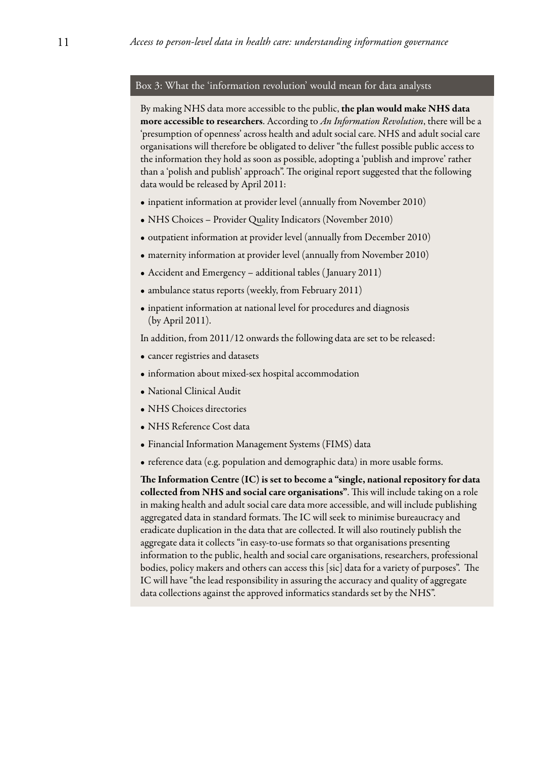### Box 3: What the 'information revolution' would mean for data analysts

By making NHS data more accessible to the public, **the plan would make NHS data more accessible to researchers**. According to *An Information Revolution*, there will be a 'presumption of openness' across health and adult social care. NHS and adult social care organisations will therefore be obligated to deliver "the fullest possible public access to the information they hold as soon as possible, adopting a 'publish and improve' rather than a 'polish and publish' approach". The original report suggested that the following data would be released by April 2011:

- inpatient information at provider level (annually from November 2010)
- NHS Choices – Provider Quality Indicators (November 2010)
- outpatient information at provider level (annually from December 2010)
- maternity information at provider level (annually from November 2010)
- Accident and Emergency – additional tables (January 2011)
- ambulance status reports (weekly, from February 2011)
- inpatient information at national level for procedures and diagnosis (by April 2011).

In addition, from 2011/12 onwards the following data are set to be released:

- cancer registries and datasets
- information about mixed-sex hospital accommodation
- National Clinical Audit
- NHS Choices directories
- NHS Reference Cost data
- Financial Information Management Systems (FIMS) data
- reference data (e.g. population and demographic data) in more usable forms.

**The Information Centre (IC) is set to become a "single, national repository for data collected from NHS and social care organisations"**. This will include taking on a role in making health and adult social care data more accessible, and will include publishing aggregated data in standard formats. The IC will seek to minimise bureaucracy and eradicate duplication in the data that are collected. It will also routinely publish the aggregate data it collects "in easy-to-use formats so that organisations presenting information to the public, health and social care organisations, researchers, professional bodies, policy makers and others can access this [sic] data for a variety of purposes". The IC will have "the lead responsibility in assuring the accuracy and quality of aggregate data collections against the approved informatics standards set by the NHS".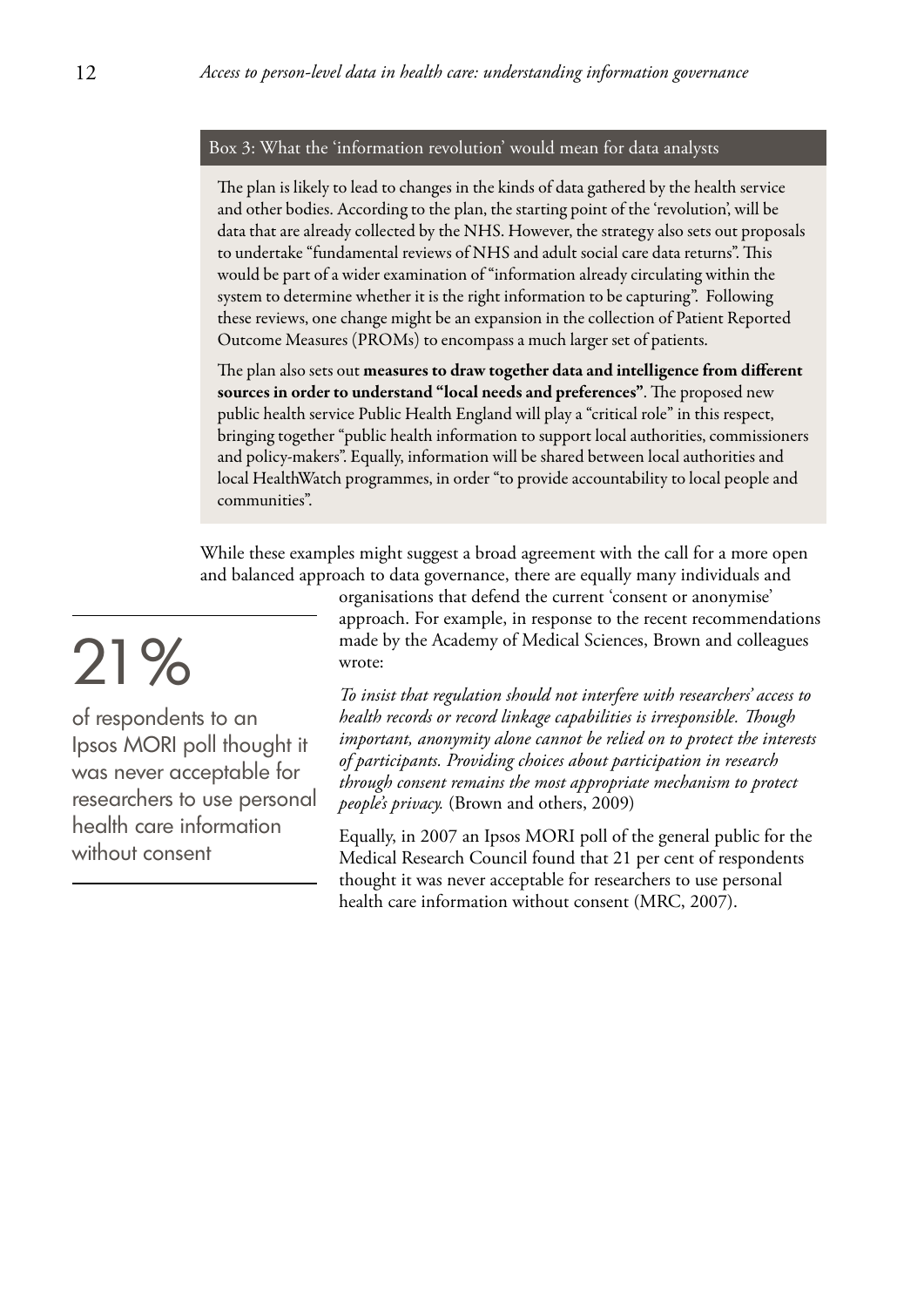### Box 3: What the 'information revolution' would mean for data analysts

The plan is likely to lead to changes in the kinds of data gathered by the health service and other bodies. According to the plan, the starting point of the 'revolution', will be data that are already collected by the NHS. However, the strategy also sets out proposals to undertake "fundamental reviews of NHS and adult social care data returns". This would be part of a wider examination of "information already circulating within the system to determine whether it is the right information to be capturing". Following these reviews, one change might be an expansion in the collection of Patient Reported Outcome Measures (PROMs) to encompass a much larger set of patients.

The plan also sets out **measures to draw together data and intelligence from different sources in order to understand "local needs and preferences"**. The proposed new public health service Public Health England will play a "critical role" in this respect, bringing together "public health information to support local authorities, commissioners and policy-makers". Equally, information will be shared between local authorities and local HealthWatch programmes, in order "to provide accountability to local people and communities".

---

While these examples might suggest a broad agreement with the call for a more open and balanced approach to data governance, there are equally many individuals and organisations that defend the current 'consent or anonymise' approach. For example, in response to the recent recommendations made by the Academy of Medical Sciences, Brown and colleagues wrote:

*To insist that regulation should not interfere with researchers' access to health records or record linkage capabilities is irresponsible. Though important, anonymity alone cannot be relied on to protect the interests of participants. Providing choices about participation in research through consent remains the most appropriate mechanism to protect people's privacy.* (Brown and others, 2009)

Equally, in 2007 an Ipsos MORI poll of the general public for the Medical Research Council found that 21 per cent of respondents thought it was never acceptable for researchers to use personal health care information without consent (MRC, 2007).

> **21%**
>
> of respondents to an Ipsos MORI poll thought it was never acceptable for researchers to use personal health care information without consent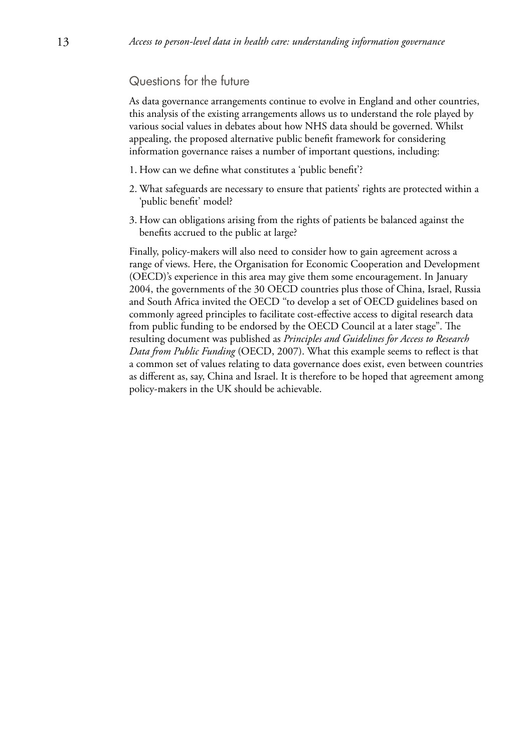## Questions for the future

As data governance arrangements continue to evolve in England and other countries, this analysis of the existing arrangements allows us to understand the role played by various social values in debates about how NHS data should be governed. Whilst appealing, the proposed alternative public benefit framework for considering information governance raises a number of important questions, including:

1. How can we define what constitutes a 'public benefit'?
2. What safeguards are necessary to ensure that patients' rights are protected within a 'public benefit' model?
3. How can obligations arising from the rights of patients be balanced against the benefits accrued to the public at large?

Finally, policy-makers will also need to consider how to gain agreement across a range of views. Here, the Organisation for Economic Cooperation and Development (OECD)'s experience in this area may give them some encouragement. In January 2004, the governments of the 30 OECD countries plus those of China, Israel, Russia and South Africa invited the OECD "to develop a set of OECD guidelines based on commonly agreed principles to facilitate cost-effective access to digital research data from public funding to be endorsed by the OECD Council at a later stage". The resulting document was published as *Principles and Guidelines for Access to Research Data from Public Funding* (OECD, 2007). What this example seems to reflect is that a common set of values relating to data governance does exist, even between countries as different as, say, China and Israel. It is therefore to be hoped that agreement among policy-makers in the UK should be achievable.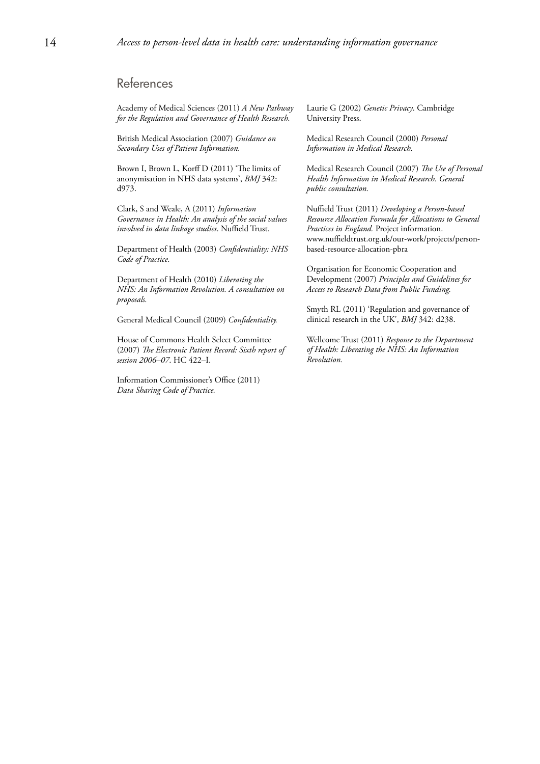## References

Academy of Medical Sciences (2011) *A New Pathway for the Regulation and Governance of Health Research.*

British Medical Association (2007) *Guidance on Secondary Uses of Patient Information.*

Brown I, Brown L, Korff D (2011) 'The limits of anonymisation in NHS data systems', *BMJ* 342: d973.

Clark, S and Weale, A (2011) *Information Governance in Health: An analysis of the social values involved in data linkage studies*. Nuffield Trust.

Department of Health (2003) *Confidentiality: NHS Code of Practice.*

Department of Health (2010) *Liberating the NHS: An Information Revolution. A consultation on proposals.*

General Medical Council (2009) *Confidentiality.*

House of Commons Health Select Committee (2007) *The Electronic Patient Record: Sixth report of session 2006–07*. HC 422–I.

Information Commissioner's Office (2011) *Data Sharing Code of Practice.*

Laurie G (2002) *Genetic Privacy*. Cambridge University Press.

Medical Research Council (2000) *Personal Information in Medical Research.*

Medical Research Council (2007) *The Use of Personal Health Information in Medical Research. General public consultation.*

Nuffield Trust (2011) *Developing a Person-based Resource Allocation Formula for Allocations to General Practices in England.* Project information. www.nuffieldtrust.org.uk/our-work/projects/person-based-resource-allocation-pbra

Organisation for Economic Cooperation and Development (2007) *Principles and Guidelines for Access to Research Data from Public Funding.*

Smyth RL (2011) 'Regulation and governance of clinical research in the UK', *BMJ* 342: d238.

Wellcome Trust (2011) *Response to the Department of Health: Liberating the NHS: An Information Revolution.*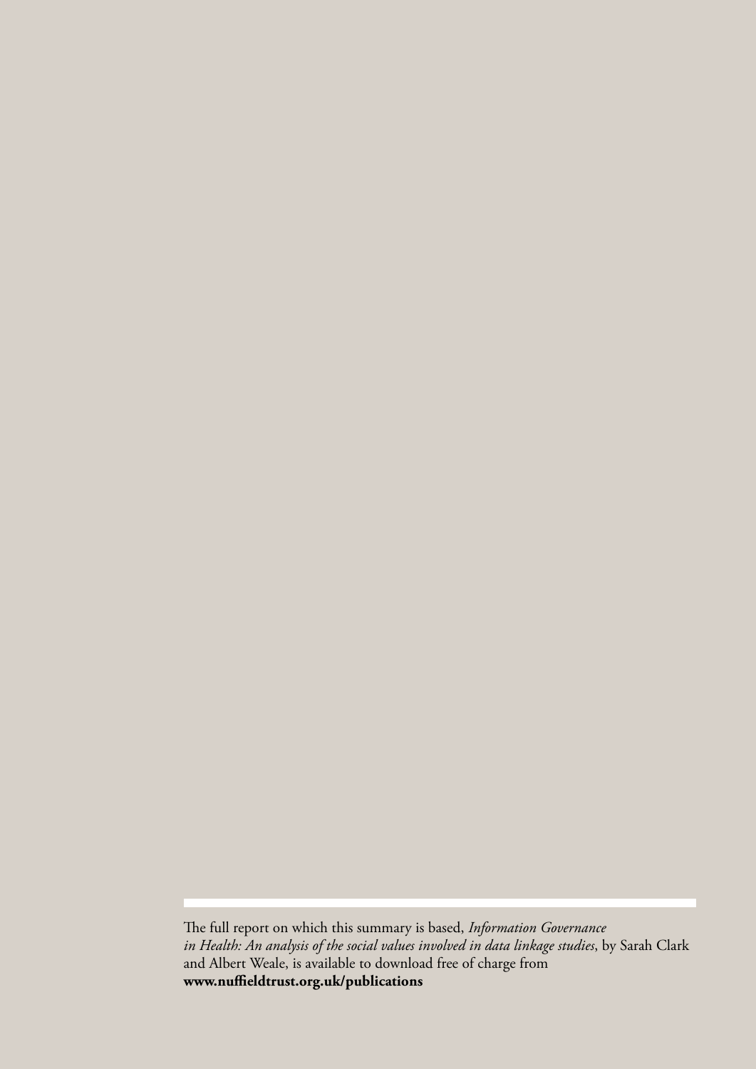The full report on which this summary is based, *Information Governance in Health: An analysis of the social values involved in data linkage studies*, by Sarah Clark and Albert Weale, is available to download free of charge from **www.nuffieldtrust.org.uk/publications**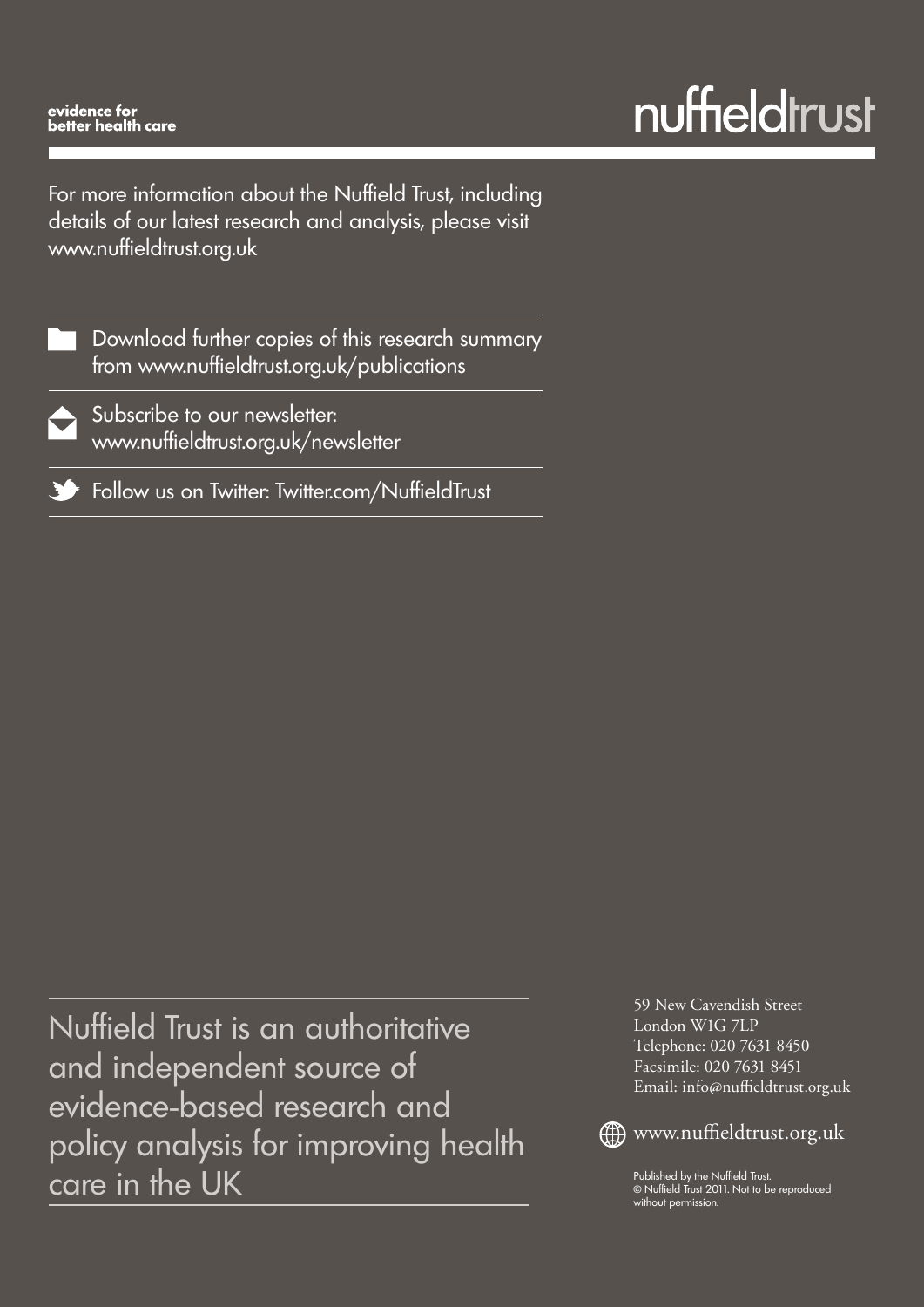evidence for
better health care

nuffieldtrust

For more information about the Nuffield Trust, including details of our latest research and analysis, please visit www.nuffieldtrust.org.uk

Download further copies of this research summary from www.nuffieldtrust.org.uk/publications

Subscribe to our newsletter:
www.nuffieldtrust.org.uk/newsletter

Follow us on Twitter: Twitter.com/NuffieldTrust

Nuffield Trust is an authoritative and independent source of evidence-based research and policy analysis for improving health care in the UK

59 New Cavendish Street
London W1G 7LP
Telephone: 020 7631 8450
Facsimile: 020 7631 8451
Email: info@nuffieldtrust.org.uk

www.nuffieldtrust.org.uk

Published by the Nuffield Trust.
© Nuffield Trust 2011. Not to be reproduced without permission.